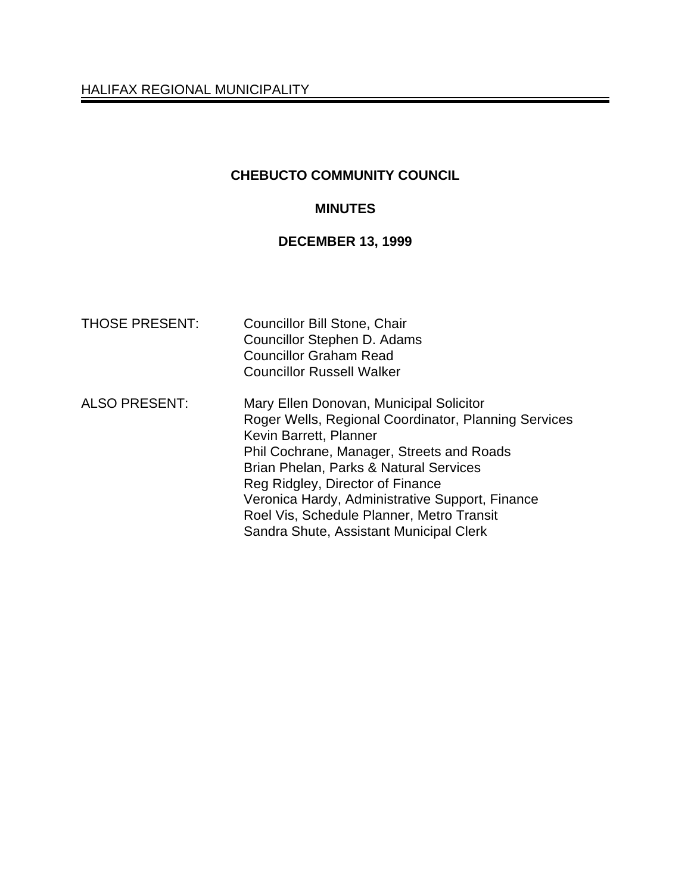HALIFAX REGIONAL MUNICIPALITY

# CHEBUCTO COMMUNITY COUNCIL

## MINUTES

## DECEMBER 13, 1999

THOSE PRESENT:

Councillor Bill Stone, Chair
Councillor Stephen D. Adams
Councillor Graham Read
Councillor Russell Walker

ALSO PRESENT:

Mary Ellen Donovan, Municipal Solicitor
Roger Wells, Regional Coordinator, Planning Services
Kevin Barrett, Planner
Phil Cochrane, Manager, Streets and Roads
Brian Phelan, Parks & Natural Services
Reg Ridgley, Director of Finance
Veronica Hardy, Administrative Support, Finance
Roel Vis, Schedule Planner, Metro Transit
Sandra Shute, Assistant Municipal Clerk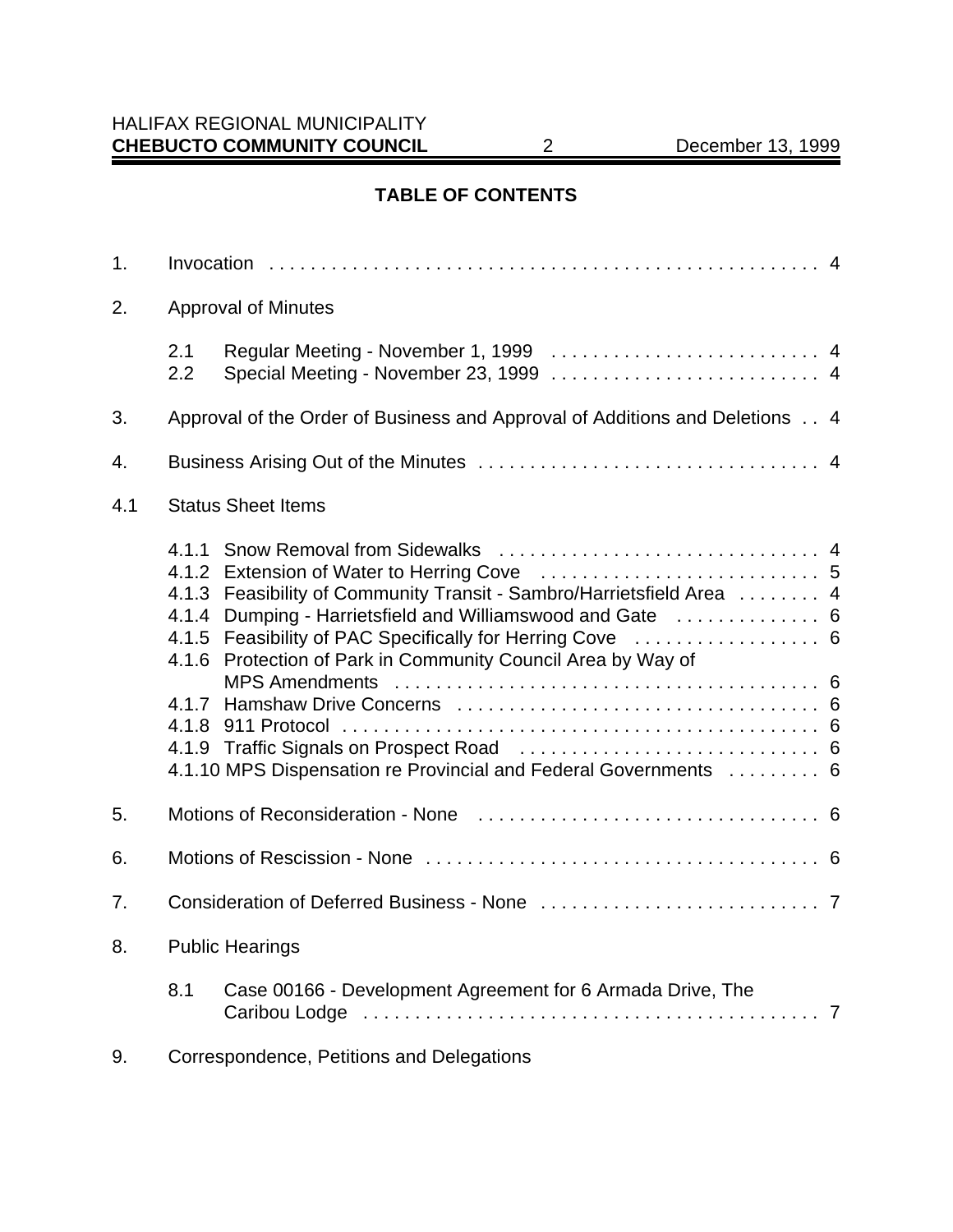## TABLE OF CONTENTS

1. Invocation . . . . . . . . . . . . . . . . . . . . . . . . . . . . . . . . . . . . . . . . . . . . . . . 4

2. Approval of Minutes

   2.1 Regular Meeting - November 1, 1999 . . . . . . . . . . . . . . . . . . . . . . . . . . 4
   2.2 Special Meeting - November 23, 1999 . . . . . . . . . . . . . . . . . . . . . . . . . . 4

3. Approval of the Order of Business and Approval of Additions and Deletions . . 4

4. Business Arising Out of the Minutes . . . . . . . . . . . . . . . . . . . . . . . . . . . . . . . . 4

4.1 Status Sheet Items

   4.1.1 Snow Removal from Sidewalks . . . . . . . . . . . . . . . . . . . . . . . . . . . . . . 4
   4.1.2 Extension of Water to Herring Cove . . . . . . . . . . . . . . . . . . . . . . . . . . . 5
   4.1.3 Feasibility of Community Transit - Sambro/Harrietsfield Area . . . . . . . . 4
   4.1.4 Dumping - Harrietsfield and Williamswood and Gate . . . . . . . . . . . . . . 6
   4.1.5 Feasibility of PAC Specifically for Herring Cove . . . . . . . . . . . . . . . . . . 6
   4.1.6 Protection of Park in Community Council Area by Way of MPS Amendments . . . . . . . . . . . . . . . . . . . . . . . . . . . . . . . . . . . . . . . . . 6
   4.1.7 Hamshaw Drive Concerns . . . . . . . . . . . . . . . . . . . . . . . . . . . . . . . . . . 6
   4.1.8 911 Protocol . . . . . . . . . . . . . . . . . . . . . . . . . . . . . . . . . . . . . . . . . . . . . 6
   4.1.9 Traffic Signals on Prospect Road . . . . . . . . . . . . . . . . . . . . . . . . . . . . 6
   4.1.10 MPS Dispensation re Provincial and Federal Governments . . . . . . . . . 6

5. Motions of Reconsideration - None . . . . . . . . . . . . . . . . . . . . . . . . . . . . . . . . . 6

6. Motions of Rescission - None . . . . . . . . . . . . . . . . . . . . . . . . . . . . . . . . . . . . . . 6

7. Consideration of Deferred Business - None . . . . . . . . . . . . . . . . . . . . . . . . . . 7

8. Public Hearings

   8.1 Case 00166 - Development Agreement for 6 Armada Drive, The Caribou Lodge . . . . . . . . . . . . . . . . . . . . . . . . . . . . . . . . . . . . . . . . . . . . 7

9. Correspondence, Petitions and Delegations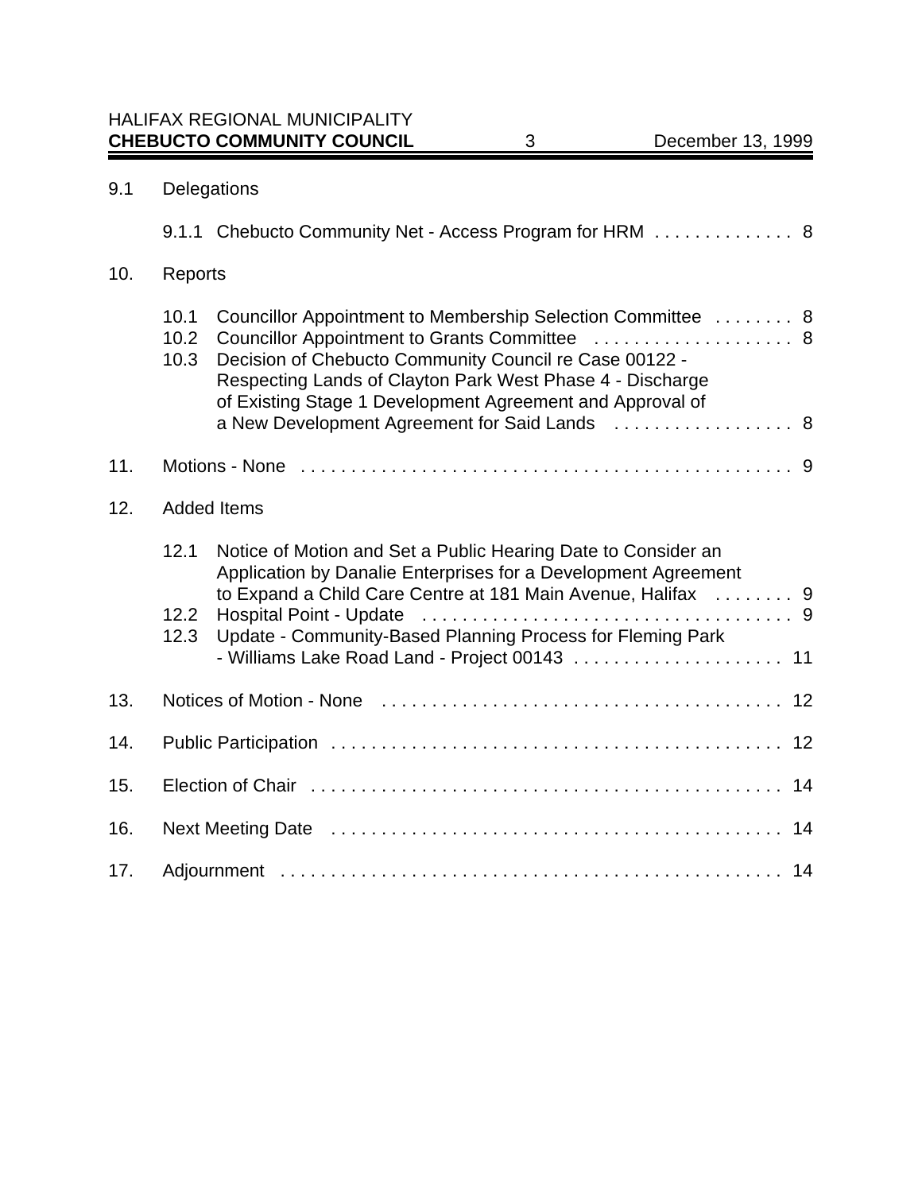9.1 Delegations

9.1.1 Chebucto Community Net - Access Program for HRM . . . . . . . . . . . . . . 8

10. Reports

10.1 Councillor Appointment to Membership Selection Committee . . . . . . . . 8
10.2 Councillor Appointment to Grants Committee . . . . . . . . . . . . . . . . . . . . 8
10.3 Decision of Chebucto Community Council re Case 00122 - Respecting Lands of Clayton Park West Phase 4 - Discharge of Existing Stage 1 Development Agreement and Approval of a New Development Agreement for Said Lands . . . . . . . . . . . . . . . . . . 8

11. Motions - None . . . . . . . . . . . . . . . . . . . . . . . . . . . . . . . . . . . . . . . . . . . . . . . . . 9

12. Added Items

12.1 Notice of Motion and Set a Public Hearing Date to Consider an Application by Danalie Enterprises for a Development Agreement to Expand a Child Care Centre at 181 Main Avenue, Halifax . . . . . . . . 9
12.2 Hospital Point - Update . . . . . . . . . . . . . . . . . . . . . . . . . . . . . . . . . . . . . 9
12.3 Update - Community-Based Planning Process for Fleming Park - Williams Lake Road Land - Project 00143 . . . . . . . . . . . . . . . . . . . . . 11

13. Notices of Motion - None . . . . . . . . . . . . . . . . . . . . . . . . . . . . . . . . . . . . . . . . 12

14. Public Participation . . . . . . . . . . . . . . . . . . . . . . . . . . . . . . . . . . . . . . . . . . . . . 12

15. Election of Chair . . . . . . . . . . . . . . . . . . . . . . . . . . . . . . . . . . . . . . . . . . . . . . . . 14

16. Next Meeting Date . . . . . . . . . . . . . . . . . . . . . . . . . . . . . . . . . . . . . . . . . . . . . . 14

17. Adjournment . . . . . . . . . . . . . . . . . . . . . . . . . . . . . . . . . . . . . . . . . . . . . . . . . . 14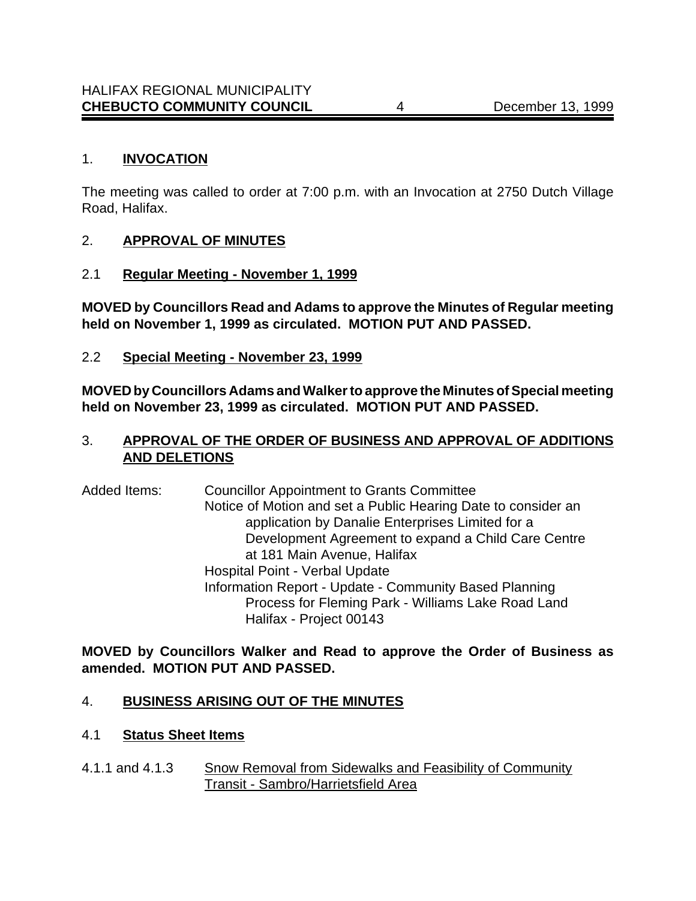## 1. **INVOCATION**

The meeting was called to order at 7:00 p.m. with an Invocation at 2750 Dutch Village Road, Halifax.

## 2. **APPROVAL OF MINUTES**

### 2.1 **Regular Meeting - November 1, 1999**

**MOVED by Councillors Read and Adams to approve the Minutes of Regular meeting held on November 1, 1999 as circulated. MOTION PUT AND PASSED.**

### 2.2 **Special Meeting - November 23, 1999**

**MOVED by Councillors Adams and Walker to approve the Minutes of Special meeting held on November 23, 1999 as circulated. MOTION PUT AND PASSED.**

## 3. **APPROVAL OF THE ORDER OF BUSINESS AND APPROVAL OF ADDITIONS AND DELETIONS**

Added Items:
- Councillor Appointment to Grants Committee
- Notice of Motion and set a Public Hearing Date to consider an application by Danalie Enterprises Limited for a Development Agreement to expand a Child Care Centre at 181 Main Avenue, Halifax
- Hospital Point - Verbal Update
- Information Report - Update - Community Based Planning Process for Fleming Park - Williams Lake Road Land Halifax - Project 00143

**MOVED by Councillors Walker and Read to approve the Order of Business as amended. MOTION PUT AND PASSED.**

## 4. **BUSINESS ARISING OUT OF THE MINUTES**

### 4.1 **Status Sheet Items**

4.1.1 and 4.1.3 Snow Removal from Sidewalks and Feasibility of Community Transit - Sambro/Harrietsfield Area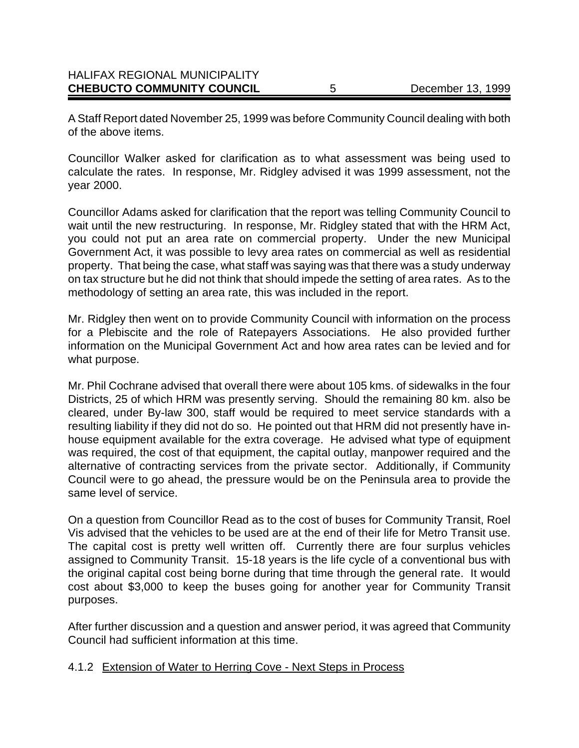A Staff Report dated November 25, 1999 was before Community Council dealing with both of the above items.

Councillor Walker asked for clarification as to what assessment was being used to calculate the rates. In response, Mr. Ridgley advised it was 1999 assessment, not the year 2000.

Councillor Adams asked for clarification that the report was telling Community Council to wait until the new restructuring. In response, Mr. Ridgley stated that with the HRM Act, you could not put an area rate on commercial property. Under the new Municipal Government Act, it was possible to levy area rates on commercial as well as residential property. That being the case, what staff was saying was that there was a study underway on tax structure but he did not think that should impede the setting of area rates. As to the methodology of setting an area rate, this was included in the report.

Mr. Ridgley then went on to provide Community Council with information on the process for a Plebiscite and the role of Ratepayers Associations. He also provided further information on the Municipal Government Act and how area rates can be levied and for what purpose.

Mr. Phil Cochrane advised that overall there were about 105 kms. of sidewalks in the four Districts, 25 of which HRM was presently serving. Should the remaining 80 km. also be cleared, under By-law 300, staff would be required to meet service standards with a resulting liability if they did not do so. He pointed out that HRM did not presently have in-house equipment available for the extra coverage. He advised what type of equipment was required, the cost of that equipment, the capital outlay, manpower required and the alternative of contracting services from the private sector. Additionally, if Community Council were to go ahead, the pressure would be on the Peninsula area to provide the same level of service.

On a question from Councillor Read as to the cost of buses for Community Transit, Roel Vis advised that the vehicles to be used are at the end of their life for Metro Transit use. The capital cost is pretty well written off. Currently there are four surplus vehicles assigned to Community Transit. 15-18 years is the life cycle of a conventional bus with the original capital cost being borne during that time through the general rate. It would cost about $3,000 to keep the buses going for another year for Community Transit purposes.

After further discussion and a question and answer period, it was agreed that Community Council had sufficient information at this time.

4.1.2 Extension of Water to Herring Cove - Next Steps in Process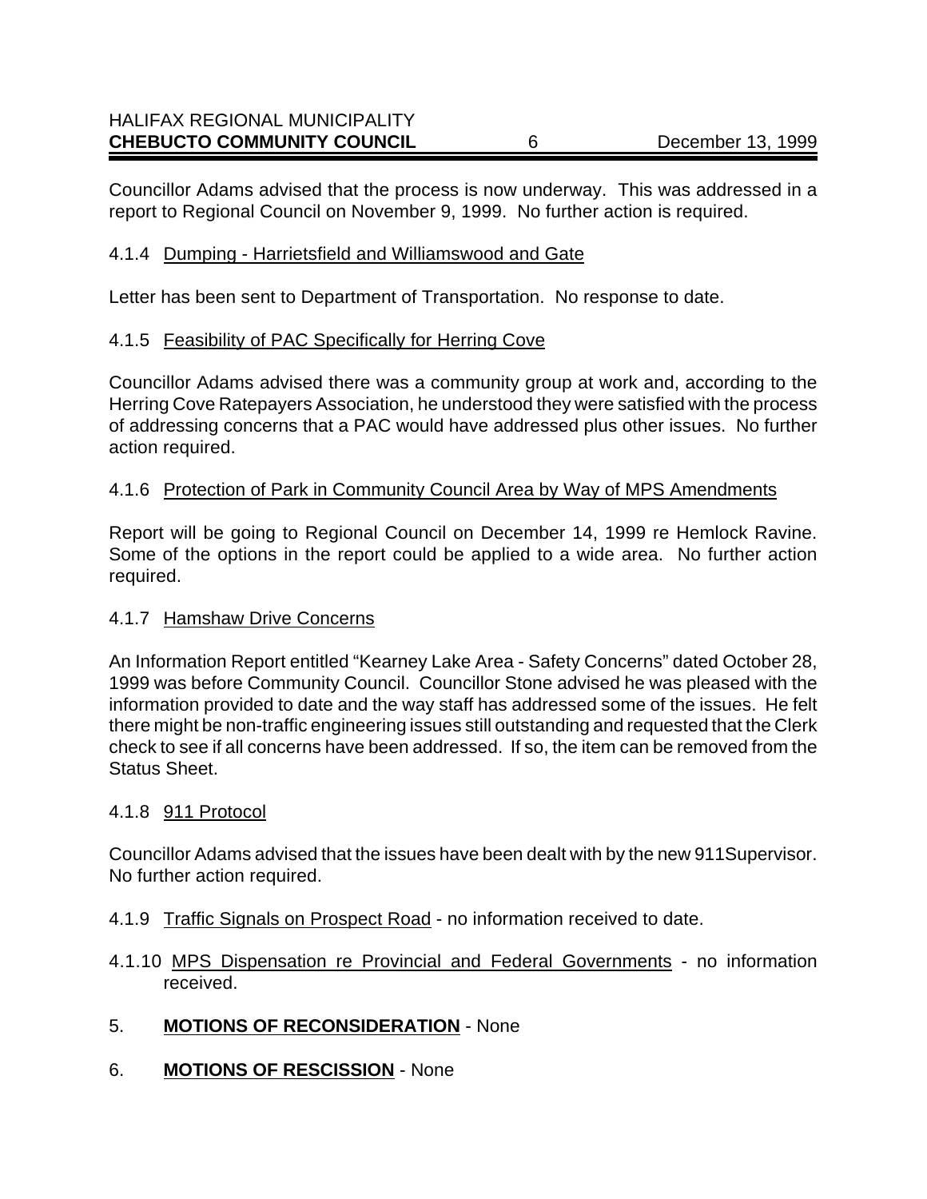Councillor Adams advised that the process is now underway. This was addressed in a report to Regional Council on November 9, 1999. No further action is required.

#### 4.1.4 Dumping - Harrietsfield and Williamswood and Gate

Letter has been sent to Department of Transportation. No response to date.

#### 4.1.5 Feasibility of PAC Specifically for Herring Cove

Councillor Adams advised there was a community group at work and, according to the Herring Cove Ratepayers Association, he understood they were satisfied with the process of addressing concerns that a PAC would have addressed plus other issues. No further action required.

#### 4.1.6 Protection of Park in Community Council Area by Way of MPS Amendments

Report will be going to Regional Council on December 14, 1999 re Hemlock Ravine. Some of the options in the report could be applied to a wide area. No further action required.

#### 4.1.7 Hamshaw Drive Concerns

An Information Report entitled "Kearney Lake Area - Safety Concerns" dated October 28, 1999 was before Community Council. Councillor Stone advised he was pleased with the information provided to date and the way staff has addressed some of the issues. He felt there might be non-traffic engineering issues still outstanding and requested that the Clerk check to see if all concerns have been addressed. If so, the item can be removed from the Status Sheet.

#### 4.1.8 911 Protocol

Councillor Adams advised that the issues have been dealt with by the new 911Supervisor. No further action required.

4.1.9 Traffic Signals on Prospect Road - no information received to date.

4.1.10 MPS Dispensation re Provincial and Federal Governments - no information received.

## 5. **MOTIONS OF RECONSIDERATION** - None

## 6. **MOTIONS OF RESCISSION** - None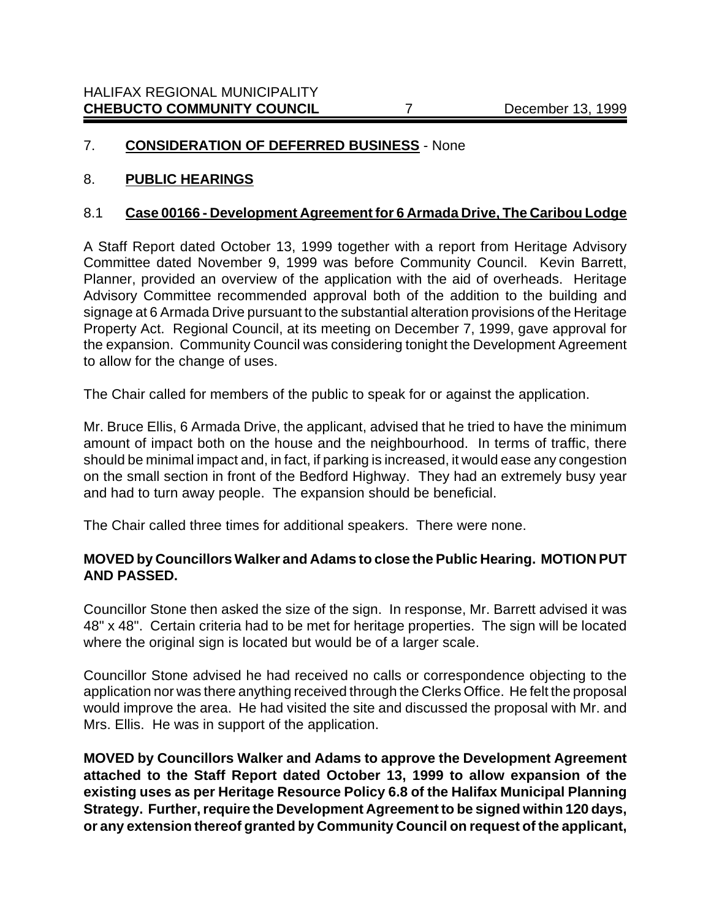## 7. **CONSIDERATION OF DEFERRED BUSINESS** - None

## 8. **PUBLIC HEARINGS**

### 8.1 **Case 00166 - Development Agreement for 6 Armada Drive, The Caribou Lodge**

A Staff Report dated October 13, 1999 together with a report from Heritage Advisory Committee dated November 9, 1999 was before Community Council. Kevin Barrett, Planner, provided an overview of the application with the aid of overheads. Heritage Advisory Committee recommended approval both of the addition to the building and signage at 6 Armada Drive pursuant to the substantial alteration provisions of the Heritage Property Act. Regional Council, at its meeting on December 7, 1999, gave approval for the expansion. Community Council was considering tonight the Development Agreement to allow for the change of uses.

The Chair called for members of the public to speak for or against the application.

Mr. Bruce Ellis, 6 Armada Drive, the applicant, advised that he tried to have the minimum amount of impact both on the house and the neighbourhood. In terms of traffic, there should be minimal impact and, in fact, if parking is increased, it would ease any congestion on the small section in front of the Bedford Highway. They had an extremely busy year and had to turn away people. The expansion should be beneficial.

The Chair called three times for additional speakers. There were none.

**MOVED by Councillors Walker and Adams to close the Public Hearing. MOTION PUT AND PASSED.**

Councillor Stone then asked the size of the sign. In response, Mr. Barrett advised it was 48" x 48". Certain criteria had to be met for heritage properties. The sign will be located where the original sign is located but would be of a larger scale.

Councillor Stone advised he had received no calls or correspondence objecting to the application nor was there anything received through the Clerks Office. He felt the proposal would improve the area. He had visited the site and discussed the proposal with Mr. and Mrs. Ellis. He was in support of the application.

**MOVED by Councillors Walker and Adams to approve the Development Agreement attached to the Staff Report dated October 13, 1999 to allow expansion of the existing uses as per Heritage Resource Policy 6.8 of the Halifax Municipal Planning Strategy. Further, require the Development Agreement to be signed within 120 days, or any extension thereof granted by Community Council on request of the applicant,**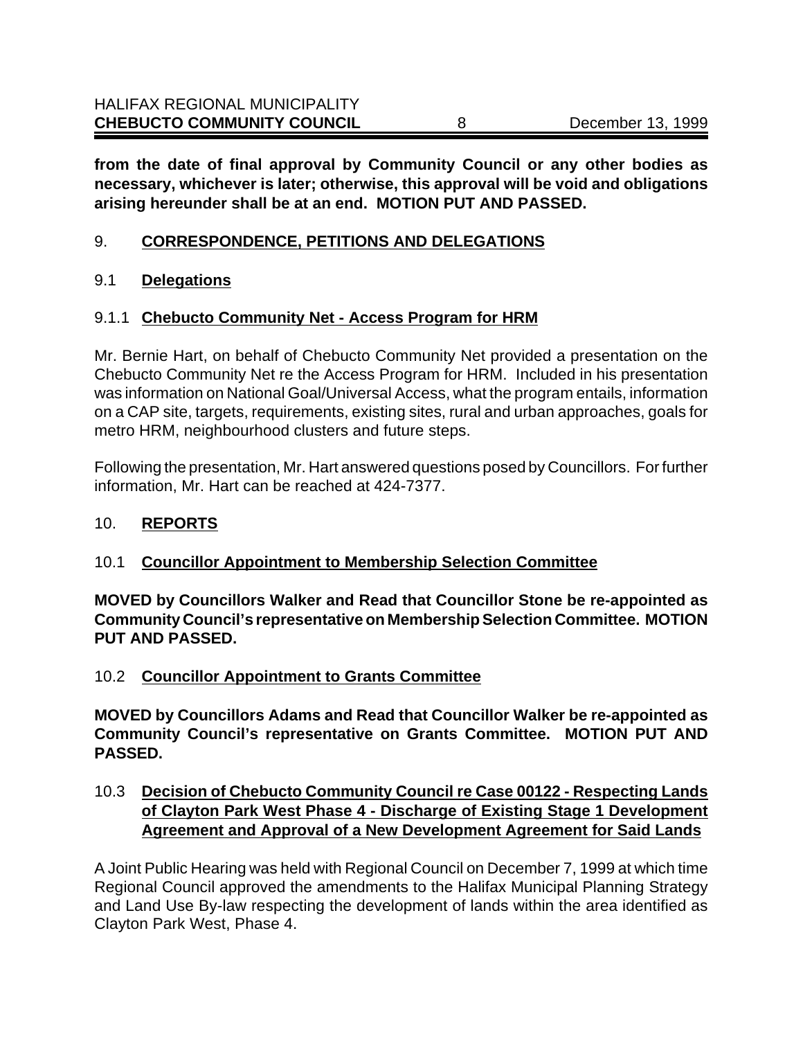**from the date of final approval by Community Council or any other bodies as necessary, whichever is later; otherwise, this approval will be void and obligations arising hereunder shall be at an end. MOTION PUT AND PASSED.**

## 9. CORRESPONDENCE, PETITIONS AND DELEGATIONS

### 9.1 Delegations

#### 9.1.1 Chebucto Community Net - Access Program for HRM

Mr. Bernie Hart, on behalf of Chebucto Community Net provided a presentation on the Chebucto Community Net re the Access Program for HRM. Included in his presentation was information on National Goal/Universal Access, what the program entails, information on a CAP site, targets, requirements, existing sites, rural and urban approaches, goals for metro HRM, neighbourhood clusters and future steps.

Following the presentation, Mr. Hart answered questions posed by Councillors. For further information, Mr. Hart can be reached at 424-7377.

## 10. REPORTS

### 10.1 Councillor Appointment to Membership Selection Committee

**MOVED by Councillors Walker and Read that Councillor Stone be re-appointed as Community Council's representative on Membership Selection Committee. MOTION PUT AND PASSED.**

### 10.2 Councillor Appointment to Grants Committee

**MOVED by Councillors Adams and Read that Councillor Walker be re-appointed as Community Council's representative on Grants Committee. MOTION PUT AND PASSED.**

### 10.3 Decision of Chebucto Community Council re Case 00122 - Respecting Lands of Clayton Park West Phase 4 - Discharge of Existing Stage 1 Development Agreement and Approval of a New Development Agreement for Said Lands

A Joint Public Hearing was held with Regional Council on December 7, 1999 at which time Regional Council approved the amendments to the Halifax Municipal Planning Strategy and Land Use By-law respecting the development of lands within the area identified as Clayton Park West, Phase 4.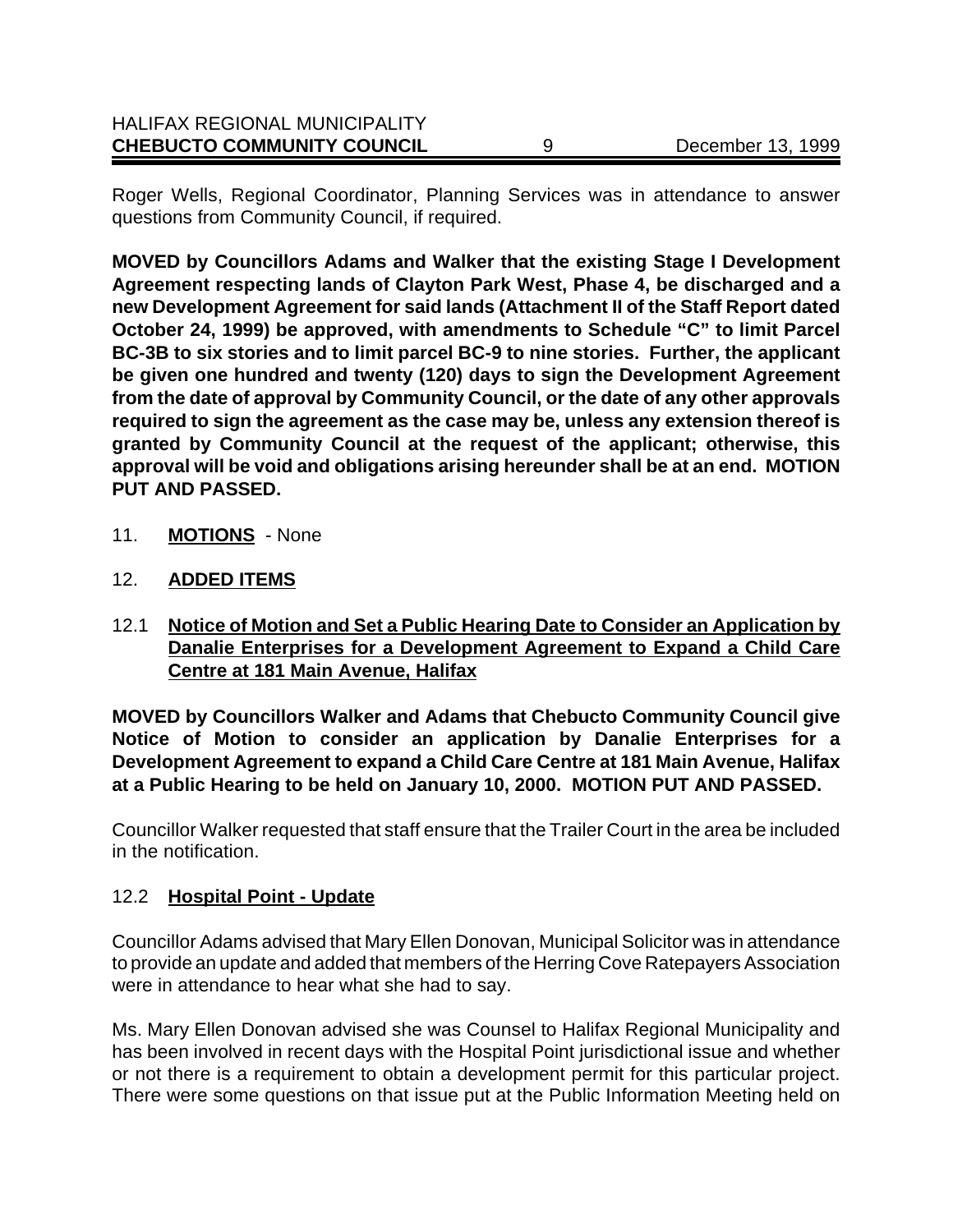Roger Wells, Regional Coordinator, Planning Services was in attendance to answer questions from Community Council, if required.

**MOVED by Councillors Adams and Walker that the existing Stage I Development Agreement respecting lands of Clayton Park West, Phase 4, be discharged and a new Development Agreement for said lands (Attachment II of the Staff Report dated October 24, 1999) be approved, with amendments to Schedule "C" to limit Parcel BC-3B to six stories and to limit parcel BC-9 to nine stories. Further, the applicant be given one hundred and twenty (120) days to sign the Development Agreement from the date of approval by Community Council, or the date of any other approvals required to sign the agreement as the case may be, unless any extension thereof is granted by Community Council at the request of the applicant; otherwise, this approval will be void and obligations arising hereunder shall be at an end. MOTION PUT AND PASSED.**

11. **MOTIONS** - None

12. **ADDED ITEMS**

12.1 **Notice of Motion and Set a Public Hearing Date to Consider an Application by Danalie Enterprises for a Development Agreement to Expand a Child Care Centre at 181 Main Avenue, Halifax**

**MOVED by Councillors Walker and Adams that Chebucto Community Council give Notice of Motion to consider an application by Danalie Enterprises for a Development Agreement to expand a Child Care Centre at 181 Main Avenue, Halifax at a Public Hearing to be held on January 10, 2000. MOTION PUT AND PASSED.**

Councillor Walker requested that staff ensure that the Trailer Court in the area be included in the notification.

12.2 **Hospital Point - Update**

Councillor Adams advised that Mary Ellen Donovan, Municipal Solicitor was in attendance to provide an update and added that members of the Herring Cove Ratepayers Association were in attendance to hear what she had to say.

Ms. Mary Ellen Donovan advised she was Counsel to Halifax Regional Municipality and has been involved in recent days with the Hospital Point jurisdictional issue and whether or not there is a requirement to obtain a development permit for this particular project. There were some questions on that issue put at the Public Information Meeting held on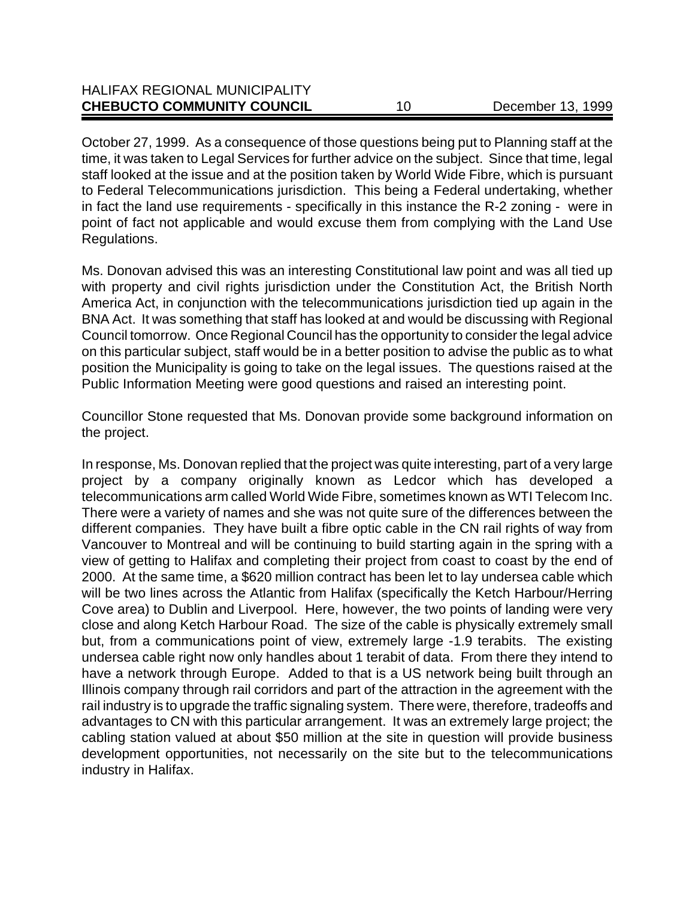October 27, 1999. As a consequence of those questions being put to Planning staff at the time, it was taken to Legal Services for further advice on the subject. Since that time, legal staff looked at the issue and at the position taken by World Wide Fibre, which is pursuant to Federal Telecommunications jurisdiction. This being a Federal undertaking, whether in fact the land use requirements - specifically in this instance the R-2 zoning - were in point of fact not applicable and would excuse them from complying with the Land Use Regulations.

Ms. Donovan advised this was an interesting Constitutional law point and was all tied up with property and civil rights jurisdiction under the Constitution Act, the British North America Act, in conjunction with the telecommunications jurisdiction tied up again in the BNA Act. It was something that staff has looked at and would be discussing with Regional Council tomorrow. Once Regional Council has the opportunity to consider the legal advice on this particular subject, staff would be in a better position to advise the public as to what position the Municipality is going to take on the legal issues. The questions raised at the Public Information Meeting were good questions and raised an interesting point.

Councillor Stone requested that Ms. Donovan provide some background information on the project.

In response, Ms. Donovan replied that the project was quite interesting, part of a very large project by a company originally known as Ledcor which has developed a telecommunications arm called World Wide Fibre, sometimes known as WTI Telecom Inc. There were a variety of names and she was not quite sure of the differences between the different companies. They have built a fibre optic cable in the CN rail rights of way from Vancouver to Montreal and will be continuing to build starting again in the spring with a view of getting to Halifax and completing their project from coast to coast by the end of 2000. At the same time, a $620 million contract has been let to lay undersea cable which will be two lines across the Atlantic from Halifax (specifically the Ketch Harbour/Herring Cove area) to Dublin and Liverpool. Here, however, the two points of landing were very close and along Ketch Harbour Road. The size of the cable is physically extremely small but, from a communications point of view, extremely large -1.9 terabits. The existing undersea cable right now only handles about 1 terabit of data. From there they intend to have a network through Europe. Added to that is a US network being built through an Illinois company through rail corridors and part of the attraction in the agreement with the rail industry is to upgrade the traffic signaling system. There were, therefore, tradeoffs and advantages to CN with this particular arrangement. It was an extremely large project; the cabling station valued at about $50 million at the site in question will provide business development opportunities, not necessarily on the site but to the telecommunications industry in Halifax.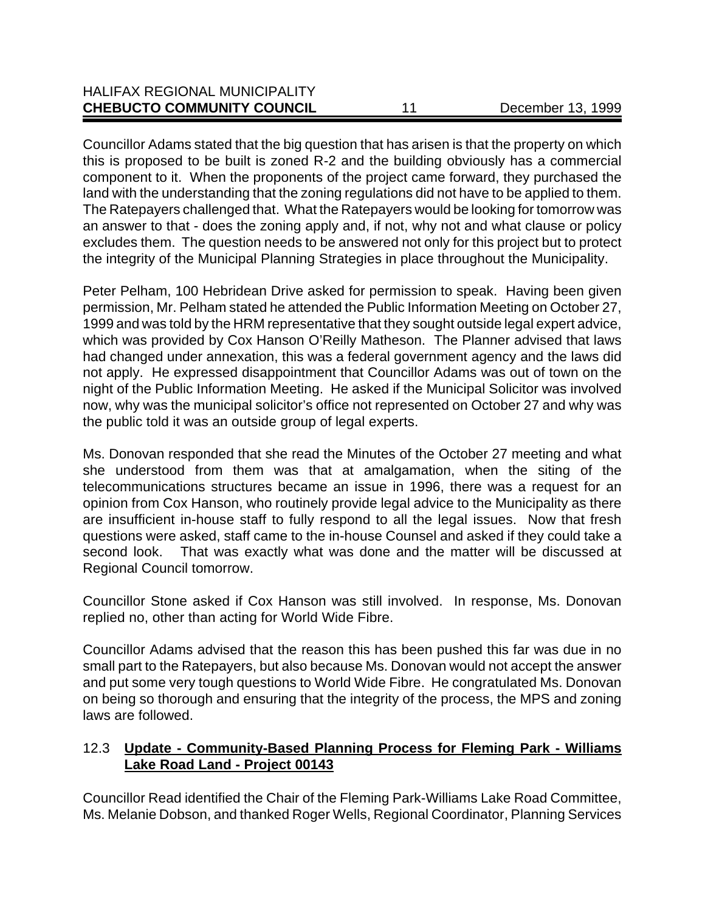Councillor Adams stated that the big question that has arisen is that the property on which this is proposed to be built is zoned R-2 and the building obviously has a commercial component to it. When the proponents of the project came forward, they purchased the land with the understanding that the zoning regulations did not have to be applied to them. The Ratepayers challenged that. What the Ratepayers would be looking for tomorrow was an answer to that - does the zoning apply and, if not, why not and what clause or policy excludes them. The question needs to be answered not only for this project but to protect the integrity of the Municipal Planning Strategies in place throughout the Municipality.

Peter Pelham, 100 Hebridean Drive asked for permission to speak. Having been given permission, Mr. Pelham stated he attended the Public Information Meeting on October 27, 1999 and was told by the HRM representative that they sought outside legal expert advice, which was provided by Cox Hanson O'Reilly Matheson. The Planner advised that laws had changed under annexation, this was a federal government agency and the laws did not apply. He expressed disappointment that Councillor Adams was out of town on the night of the Public Information Meeting. He asked if the Municipal Solicitor was involved now, why was the municipal solicitor's office not represented on October 27 and why was the public told it was an outside group of legal experts.

Ms. Donovan responded that she read the Minutes of the October 27 meeting and what she understood from them was that at amalgamation, when the siting of the telecommunications structures became an issue in 1996, there was a request for an opinion from Cox Hanson, who routinely provide legal advice to the Municipality as there are insufficient in-house staff to fully respond to all the legal issues. Now that fresh questions were asked, staff came to the in-house Counsel and asked if they could take a second look. That was exactly what was done and the matter will be discussed at Regional Council tomorrow.

Councillor Stone asked if Cox Hanson was still involved. In response, Ms. Donovan replied no, other than acting for World Wide Fibre.

Councillor Adams advised that the reason this has been pushed this far was due in no small part to the Ratepayers, but also because Ms. Donovan would not accept the answer and put some very tough questions to World Wide Fibre. He congratulated Ms. Donovan on being so thorough and ensuring that the integrity of the process, the MPS and zoning laws are followed.

### 12.3 Update - Community-Based Planning Process for Fleming Park - Williams Lake Road Land - Project 00143

Councillor Read identified the Chair of the Fleming Park-Williams Lake Road Committee, Ms. Melanie Dobson, and thanked Roger Wells, Regional Coordinator, Planning Services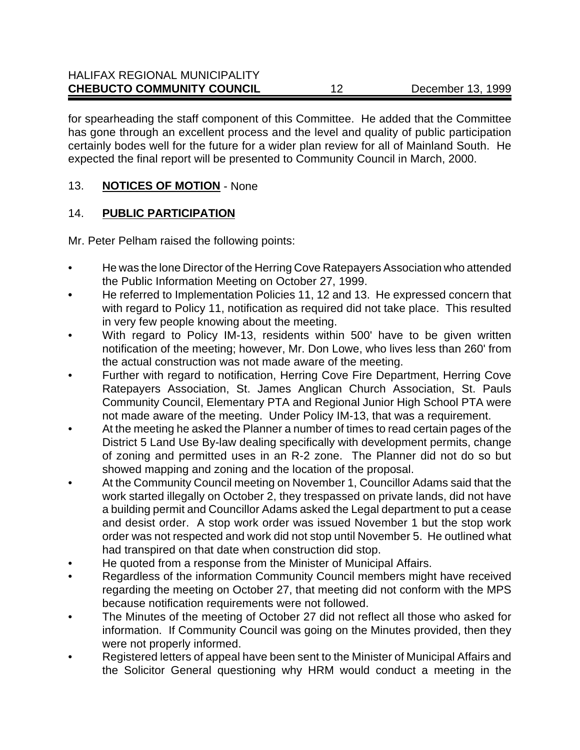for spearheading the staff component of this Committee. He added that the Committee has gone through an excellent process and the level and quality of public participation certainly bodes well for the future for a wider plan review for all of Mainland South. He expected the final report will be presented to Community Council in March, 2000.

## 13. **NOTICES OF MOTION** - None

## 14. **PUBLIC PARTICIPATION**

Mr. Peter Pelham raised the following points:

- He was the lone Director of the Herring Cove Ratepayers Association who attended the Public Information Meeting on October 27, 1999.
- He referred to Implementation Policies 11, 12 and 13. He expressed concern that with regard to Policy 11, notification as required did not take place. This resulted in very few people knowing about the meeting.
- With regard to Policy IM-13, residents within 500' have to be given written notification of the meeting; however, Mr. Don Lowe, who lives less than 260' from the actual construction was not made aware of the meeting.
- Further with regard to notification, Herring Cove Fire Department, Herring Cove Ratepayers Association, St. James Anglican Church Association, St. Pauls Community Council, Elementary PTA and Regional Junior High School PTA were not made aware of the meeting. Under Policy IM-13, that was a requirement.
- At the meeting he asked the Planner a number of times to read certain pages of the District 5 Land Use By-law dealing specifically with development permits, change of zoning and permitted uses in an R-2 zone. The Planner did not do so but showed mapping and zoning and the location of the proposal.
- At the Community Council meeting on November 1, Councillor Adams said that the work started illegally on October 2, they trespassed on private lands, did not have a building permit and Councillor Adams asked the Legal department to put a cease and desist order. A stop work order was issued November 1 but the stop work order was not respected and work did not stop until November 5. He outlined what had transpired on that date when construction did stop.
- He quoted from a response from the Minister of Municipal Affairs.
- Regardless of the information Community Council members might have received regarding the meeting on October 27, that meeting did not conform with the MPS because notification requirements were not followed.
- The Minutes of the meeting of October 27 did not reflect all those who asked for information. If Community Council was going on the Minutes provided, then they were not properly informed.
- Registered letters of appeal have been sent to the Minister of Municipal Affairs and the Solicitor General questioning why HRM would conduct a meeting in the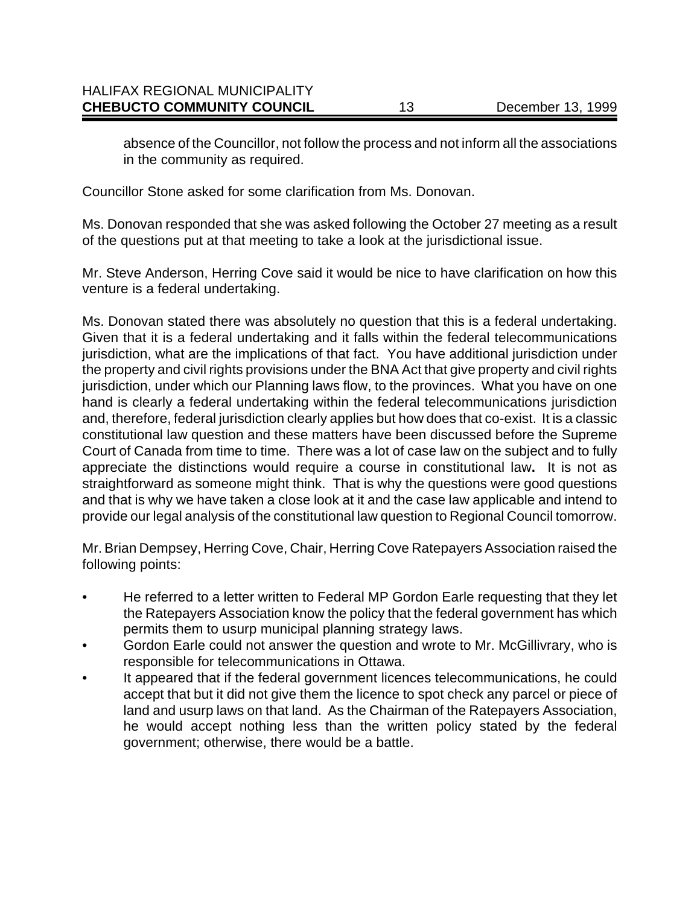absence of the Councillor, not follow the process and not inform all the associations in the community as required.

Councillor Stone asked for some clarification from Ms. Donovan.

Ms. Donovan responded that she was asked following the October 27 meeting as a result of the questions put at that meeting to take a look at the jurisdictional issue.

Mr. Steve Anderson, Herring Cove said it would be nice to have clarification on how this venture is a federal undertaking.

Ms. Donovan stated there was absolutely no question that this is a federal undertaking. Given that it is a federal undertaking and it falls within the federal telecommunications jurisdiction, what are the implications of that fact. You have additional jurisdiction under the property and civil rights provisions under the BNA Act that give property and civil rights jurisdiction, under which our Planning laws flow, to the provinces. What you have on one hand is clearly a federal undertaking within the federal telecommunications jurisdiction and, therefore, federal jurisdiction clearly applies but how does that co-exist. It is a classic constitutional law question and these matters have been discussed before the Supreme Court of Canada from time to time. There was a lot of case law on the subject and to fully appreciate the distinctions would require a course in constitutional law**.** It is not as straightforward as someone might think. That is why the questions were good questions and that is why we have taken a close look at it and the case law applicable and intend to provide our legal analysis of the constitutional law question to Regional Council tomorrow.

Mr. Brian Dempsey, Herring Cove, Chair, Herring Cove Ratepayers Association raised the following points:

- He referred to a letter written to Federal MP Gordon Earle requesting that they let the Ratepayers Association know the policy that the federal government has which permits them to usurp municipal planning strategy laws.
- Gordon Earle could not answer the question and wrote to Mr. McGillivrary, who is responsible for telecommunications in Ottawa.
- It appeared that if the federal government licences telecommunications, he could accept that but it did not give them the licence to spot check any parcel or piece of land and usurp laws on that land. As the Chairman of the Ratepayers Association, he would accept nothing less than the written policy stated by the federal government; otherwise, there would be a battle.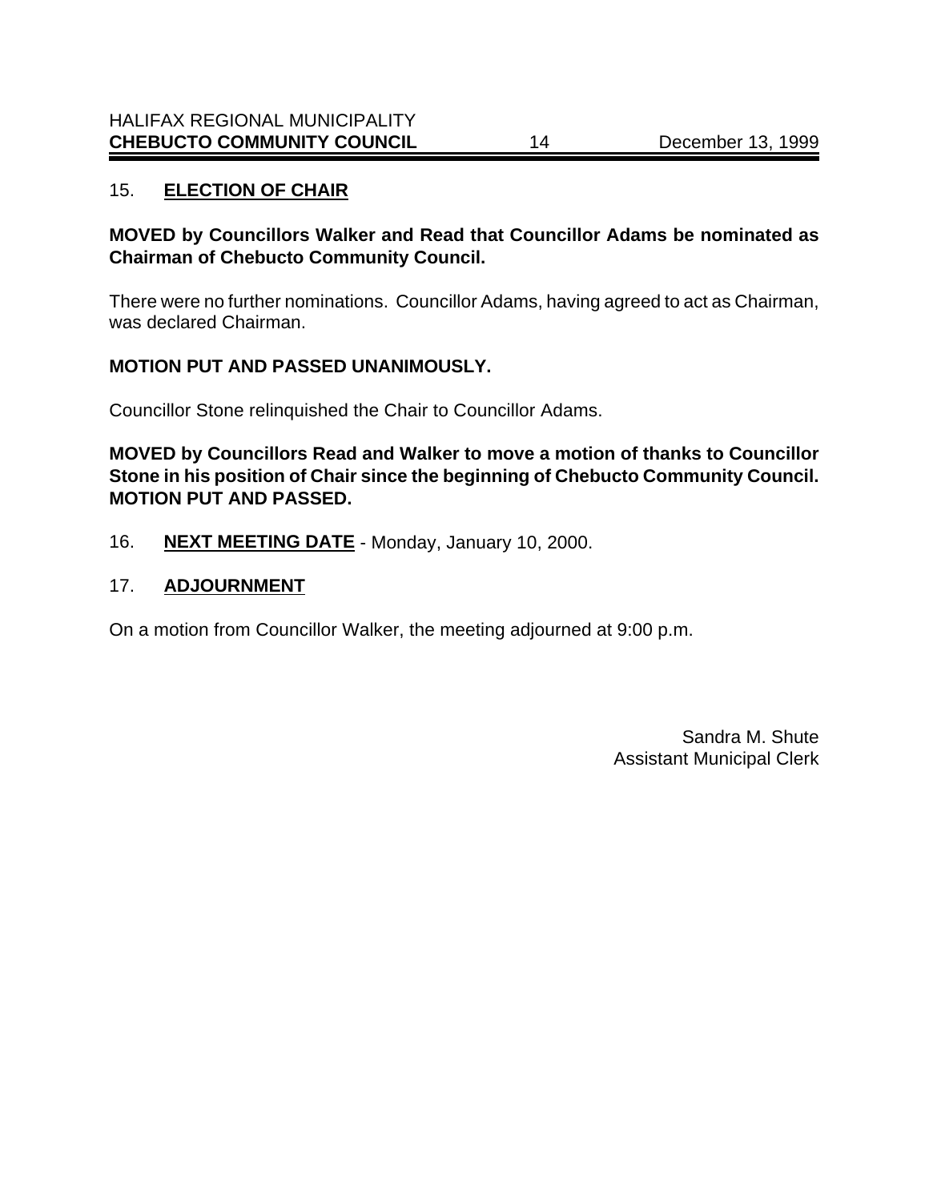## 15. **ELECTION OF CHAIR**

**MOVED by Councillors Walker and Read that Councillor Adams be nominated as Chairman of Chebucto Community Council.**

There were no further nominations. Councillor Adams, having agreed to act as Chairman, was declared Chairman.

**MOTION PUT AND PASSED UNANIMOUSLY.**

Councillor Stone relinquished the Chair to Councillor Adams.

**MOVED by Councillors Read and Walker to move a motion of thanks to Councillor Stone in his position of Chair since the beginning of Chebucto Community Council. MOTION PUT AND PASSED.**

## 16. **NEXT MEETING DATE** - Monday, January 10, 2000.

## 17. **ADJOURNMENT**

On a motion from Councillor Walker, the meeting adjourned at 9:00 p.m.

Sandra M. Shute
Assistant Municipal Clerk